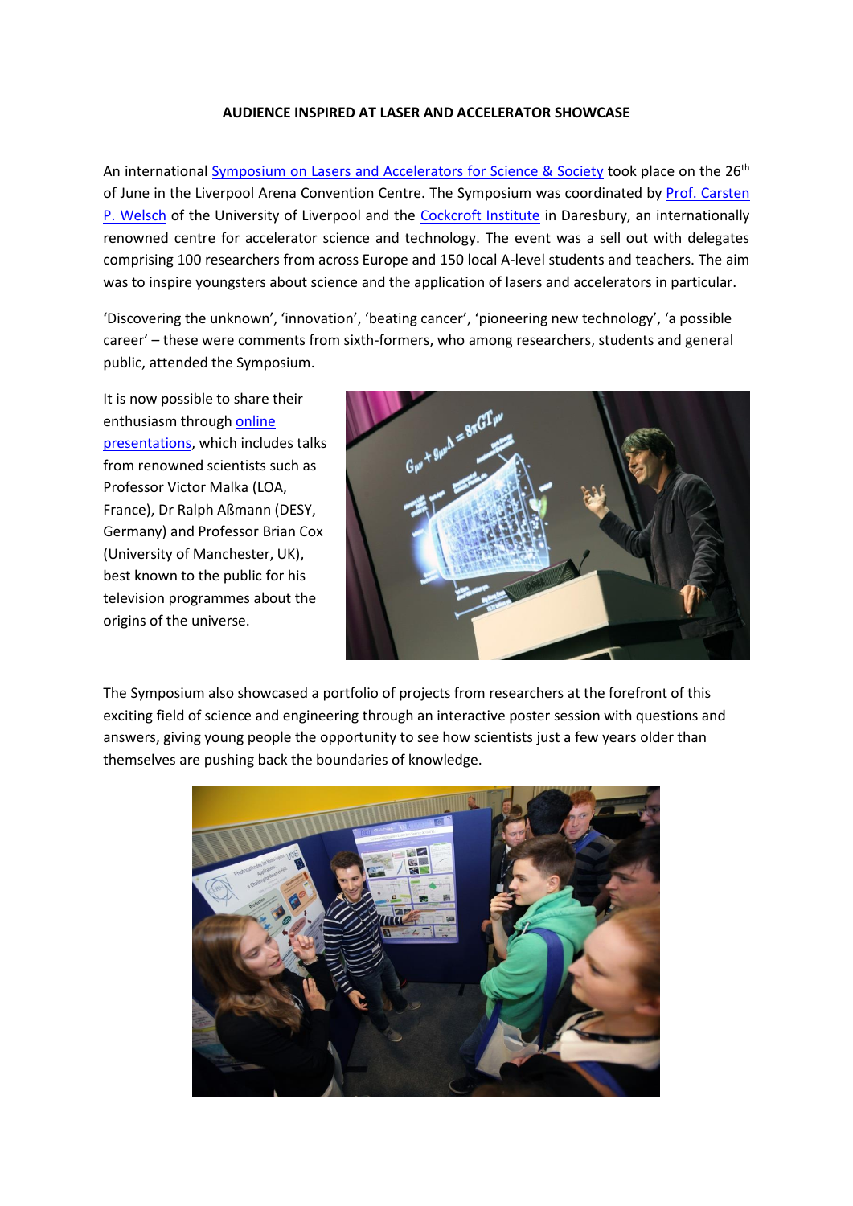**AUDIENCE INSPIRED AT LASER AND ACCELERATOR SHOWCASE**

An international Symposium on Lasers and Accelerators for Science & Society took place on the 26th of June in the Liverpool Arena Convention Centre. The Symposium was coordinated by Prof. Carsten P. Welsch of the University of Liverpool and the Cockcroft Institute in Daresbury, an internationally renowned centre for accelerator science and technology. The event was a sell out with delegates comprising 100 researchers from across Europe and 150 local A-level students and teachers. The aim was to inspire youngsters about science and the application of lasers and accelerators in particular.

'Discovering the unknown', 'innovation', 'beating cancer', 'pioneering new technology', 'a possible career' – these were comments from sixth-formers, who among researchers, students and general public, attended the Symposium.

It is now possible to share their enthusiasm through online presentations, which includes talks from renowned scientists such as Professor Victor Malka (LOA, France), Dr Ralph Aßmann (DESY, Germany) and Professor Brian Cox (University of Manchester, UK), best known to the public for his television programmes about the origins of the universe.

The Symposium also showcased a portfolio of projects from researchers at the forefront of this exciting field of science and engineering through an interactive poster session with questions and answers, giving young people the opportunity to see how scientists just a few years older than themselves are pushing back the boundaries of knowledge.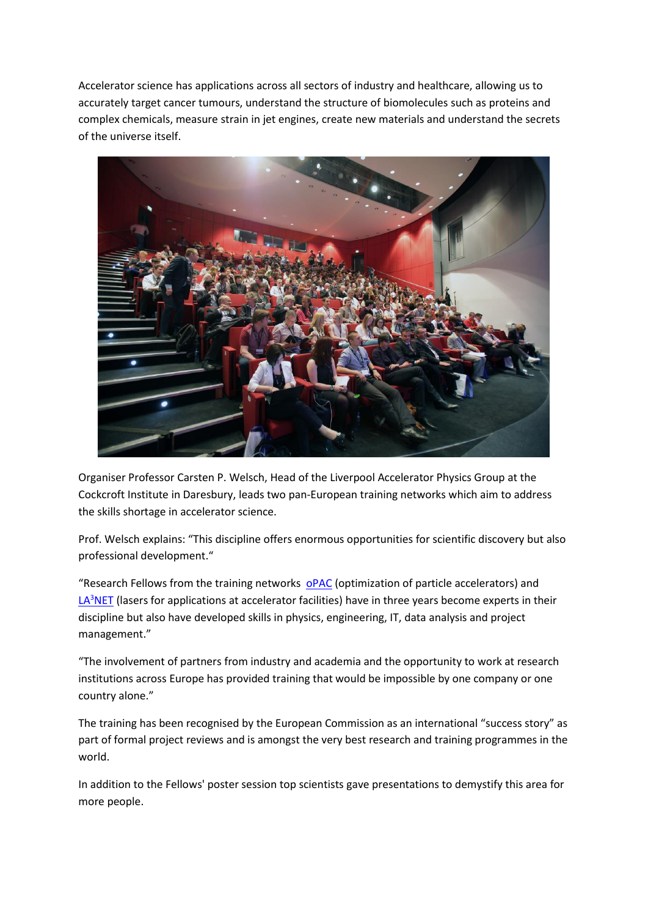Accelerator science has applications across all sectors of industry and healthcare, allowing us to accurately target cancer tumours, understand the structure of biomolecules such as proteins and complex chemicals, measure strain in jet engines, create new materials and understand the secrets of the universe itself.

Organiser Professor Carsten P. Welsch, Head of the Liverpool Accelerator Physics Group at the Cockcroft Institute in Daresbury, leads two pan-European training networks which aim to address the skills shortage in accelerator science.

Prof. Welsch explains: "This discipline offers enormous opportunities for scientific discovery but also professional development."

"Research Fellows from the training networks [oPAC](oPAC) (optimization of particle accelerators) and [LA$^3$NET](LA3NET) (lasers for applications at accelerator facilities) have in three years become experts in their discipline but also have developed skills in physics, engineering, IT, data analysis and project management."

"The involvement of partners from industry and academia and the opportunity to work at research institutions across Europe has provided training that would be impossible by one company or one country alone."

The training has been recognised by the European Commission as an international "success story" as part of formal project reviews and is amongst the very best research and training programmes in the world.

In addition to the Fellows' poster session top scientists gave presentations to demystify this area for more people.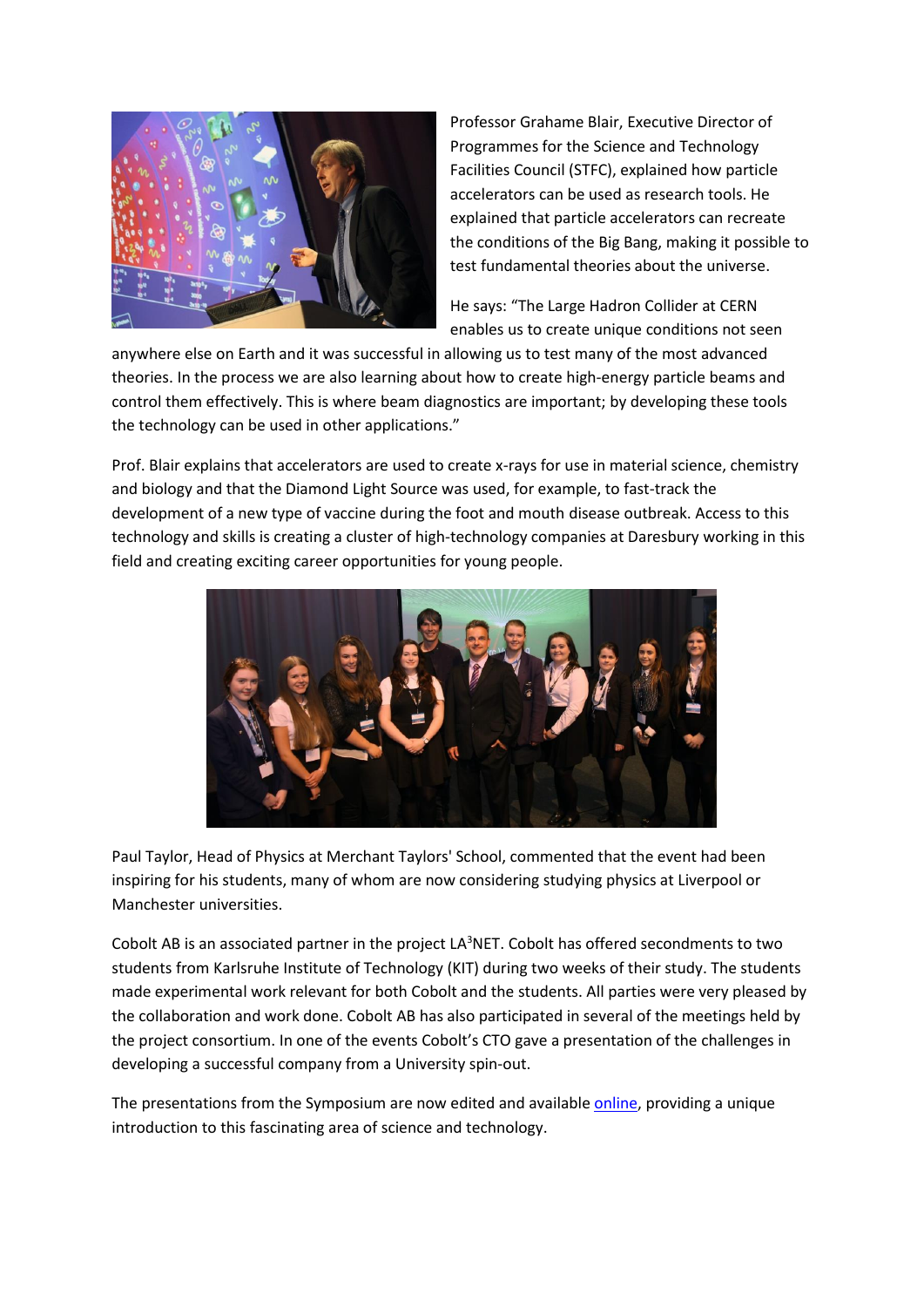Professor Grahame Blair, Executive Director of Programmes for the Science and Technology Facilities Council (STFC), explained how particle accelerators can be used as research tools. He explained that particle accelerators can recreate the conditions of the Big Bang, making it possible to test fundamental theories about the universe.

He says: "The Large Hadron Collider at CERN enables us to create unique conditions not seen anywhere else on Earth and it was successful in allowing us to test many of the most advanced theories. In the process we are also learning about how to create high-energy particle beams and control them effectively. This is where beam diagnostics are important; by developing these tools the technology can be used in other applications."

Prof. Blair explains that accelerators are used to create x-rays for use in material science, chemistry and biology and that the Diamond Light Source was used, for example, to fast-track the development of a new type of vaccine during the foot and mouth disease outbreak. Access to this technology and skills is creating a cluster of high-technology companies at Daresbury working in this field and creating exciting career opportunities for young people.

Paul Taylor, Head of Physics at Merchant Taylors' School, commented that the event had been inspiring for his students, many of whom are now considering studying physics at Liverpool or Manchester universities.

Cobolt AB is an associated partner in the project LA$^3$NET. Cobolt has offered secondments to two students from Karlsruhe Institute of Technology (KIT) during two weeks of their study. The students made experimental work relevant for both Cobolt and the students. All parties were very pleased by the collaboration and work done. Cobolt AB has also participated in several of the meetings held by the project consortium. In one of the events Cobolt's CTO gave a presentation of the challenges in developing a successful company from a University spin-out.

The presentations from the Symposium are now edited and available online, providing a unique introduction to this fascinating area of science and technology.